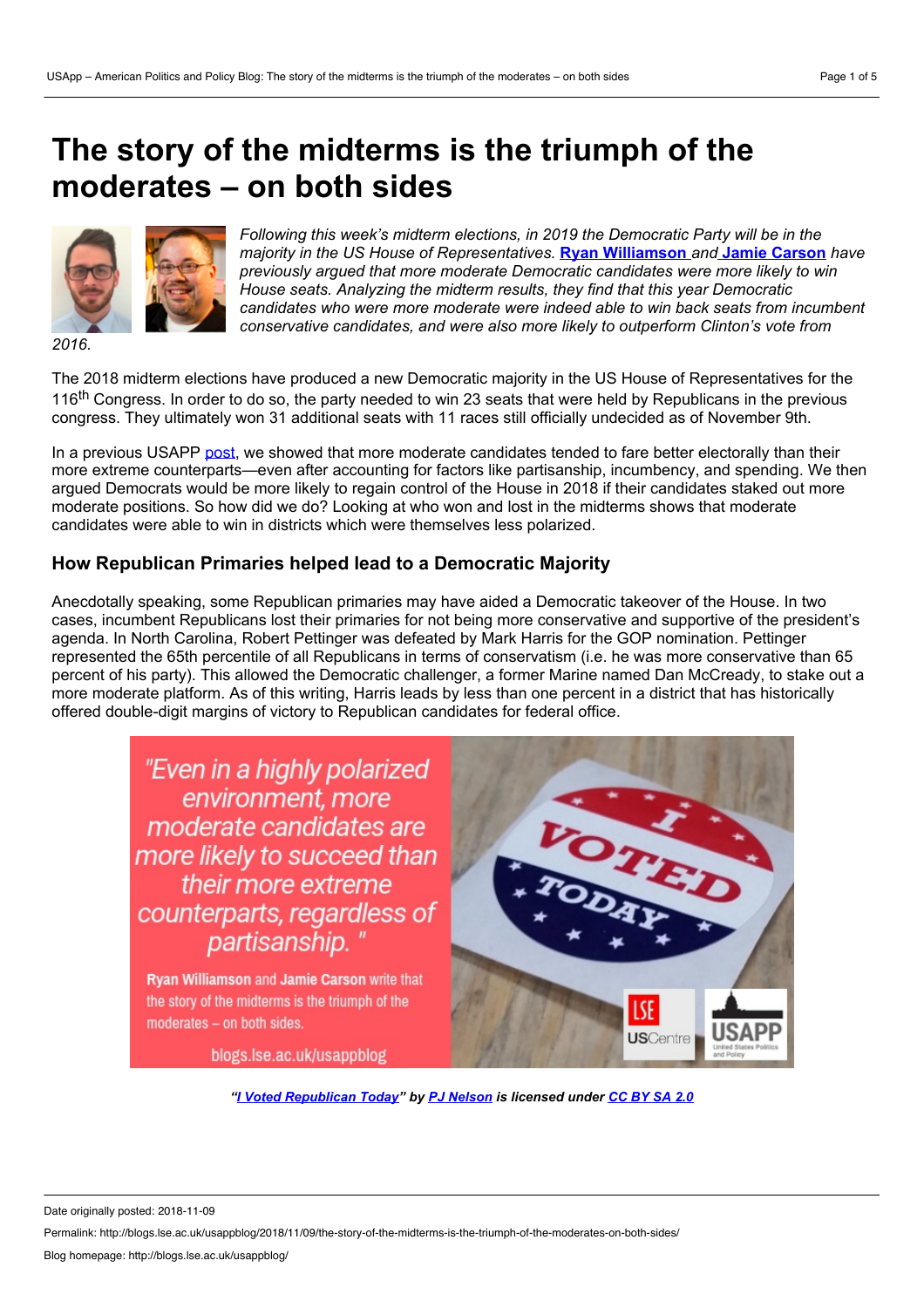# The story of the midterms is the triumph of the moderates – on both sides

*Following this week's midterm elections, in 2019 the Democratic Party will be in the majority in the US House of Representatives.* **Ryan Williamson** *and* **Jamie Carson** *have previously argued that more moderate Democratic candidates were more likely to win House seats. Analyzing the midterm results, they find that this year Democratic candidates who were more moderate were indeed able to win back seats from incumbent conservative candidates, and were also more likely to outperform Clinton's vote from 2016.*

The 2018 midterm elections have produced a new Democratic majority in the US House of Representatives for the 116th Congress. In order to do so, the party needed to win 23 seats that were held by Republicans in the previous congress. They ultimately won 31 additional seats with 11 races still officially undecided as of November 9th.

In a previous USAPP post, we showed that more moderate candidates tended to fare better electorally than their more extreme counterparts—even after accounting for factors like partisanship, incumbency, and spending. We then argued Democrats would be more likely to regain control of the House in 2018 if their candidates staked out more moderate positions. So how did we do? Looking at who won and lost in the midterms shows that moderate candidates were able to win in districts which were themselves less polarized.

## How Republican Primaries helped lead to a Democratic Majority

Anecdotally speaking, some Republican primaries may have aided a Democratic takeover of the House. In two cases, incumbent Republicans lost their primaries for not being more conservative and supportive of the president's agenda. In North Carolina, Robert Pettinger was defeated by Mark Harris for the GOP nomination. Pettinger represented the 65th percentile of all Republicans in terms of conservatism (i.e. he was more conservative than 65 percent of his party). This allowed the Democratic challenger, a former Marine named Dan McCready, to stake out a more moderate platform. As of this writing, Harris leads by less than one percent in a district that has historically offered double-digit margins of victory to Republican candidates for federal office.

"Even in a highly polarized environment, more moderate candidates are more likely to succeed than their more extreme counterparts, regardless of partisanship."

Ryan Williamson and Jamie Carson write that the story of the midterms is the triumph of the moderates – on both sides.

blogs.lse.ac.uk/usappblog

*"I Voted Republican Today" by PJ Nelson is licensed under CC BY SA 2.0*

Date originally posted: 2018-11-09

Permalink: http://blogs.lse.ac.uk/usappblog/2018/11/09/the-story-of-the-midterms-is-the-triumph-of-the-moderates-on-both-sides/

Blog homepage: http://blogs.lse.ac.uk/usappblog/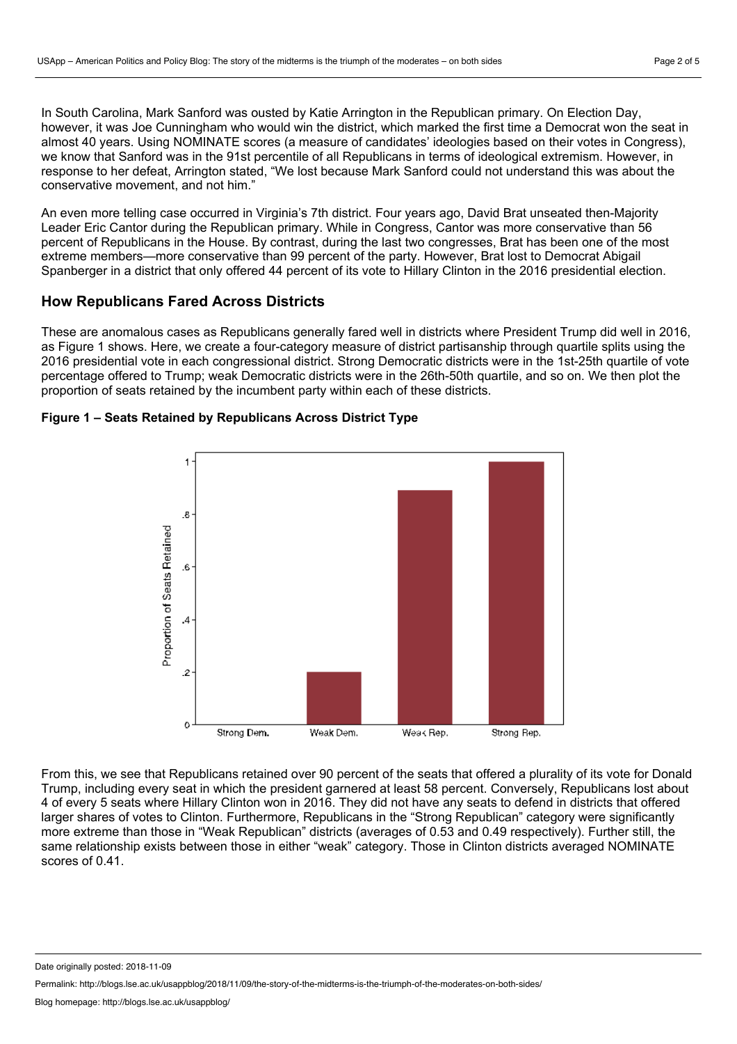In South Carolina, Mark Sanford was ousted by Katie Arrington in the Republican primary. On Election Day, however, it was Joe Cunningham who would win the district, which marked the first time a Democrat won the seat in almost 40 years. Using NOMINATE scores (a measure of candidates' ideologies based on their votes in Congress), we know that Sanford was in the 91st percentile of all Republicans in terms of ideological extremism. However, in response to her defeat, Arrington stated, "We lost because Mark Sanford could not understand this was about the conservative movement, and not him."

An even more telling case occurred in Virginia's 7th district. Four years ago, David Brat unseated then-Majority Leader Eric Cantor during the Republican primary. While in Congress, Cantor was more conservative than 56 percent of Republicans in the House. By contrast, during the last two congresses, Brat has been one of the most extreme members—more conservative than 99 percent of the party. However, Brat lost to Democrat Abigail Spanberger in a district that only offered 44 percent of its vote to Hillary Clinton in the 2016 presidential election.

## How Republicans Fared Across Districts

These are anomalous cases as Republicans generally fared well in districts where President Trump did well in 2016, as Figure 1 shows. Here, we create a four-category measure of district partisanship through quartile splits using the 2016 presidential vote in each congressional district. Strong Democratic districts were in the 1st-25th quartile of vote percentage offered to Trump; weak Democratic districts were in the 26th-50th quartile, and so on. We then plot the proportion of seats retained by the incumbent party within each of these districts.

**Figure 1 – Seats Retained by Republicans Across District Type**

From this, we see that Republicans retained over 90 percent of the seats that offered a plurality of its vote for Donald Trump, including every seat in which the president garnered at least 58 percent. Conversely, Republicans lost about 4 of every 5 seats where Hillary Clinton won in 2016. They did not have any seats to defend in districts that offered larger shares of votes to Clinton. Furthermore, Republicans in the "Strong Republican" category were significantly more extreme than those in "Weak Republican" districts (averages of 0.53 and 0.49 respectively). Further still, the same relationship exists between those in either "weak" category. Those in Clinton districts averaged NOMINATE scores of 0.41.

Date originally posted: 2018-11-09

Permalink: http://blogs.lse.ac.uk/usappblog/2018/11/09/the-story-of-the-midterms-is-the-triumph-of-the-moderates-on-both-sides/

Blog homepage: http://blogs.lse.ac.uk/usappblog/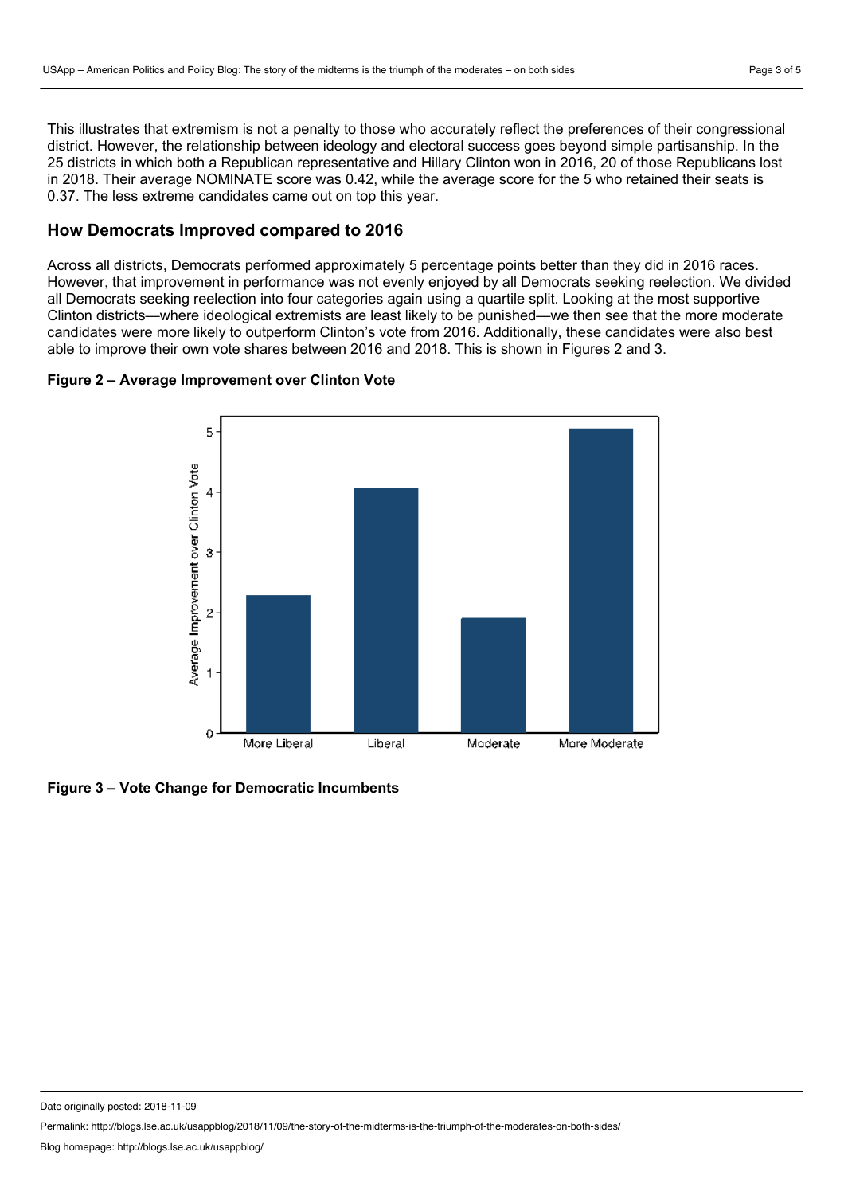This illustrates that extremism is not a penalty to those who accurately reflect the preferences of their congressional district. However, the relationship between ideology and electoral success goes beyond simple partisanship. In the 25 districts in which both a Republican representative and Hillary Clinton won in 2016, 20 of those Republicans lost in 2018. Their average NOMINATE score was 0.42, while the average score for the 5 who retained their seats is 0.37. The less extreme candidates came out on top this year.

## How Democrats Improved compared to 2016

Across all districts, Democrats performed approximately 5 percentage points better than they did in 2016 races. However, that improvement in performance was not evenly enjoyed by all Democrats seeking reelection. We divided all Democrats seeking reelection into four categories again using a quartile split. Looking at the most supportive Clinton districts—where ideological extremists are least likely to be punished—we then see that the more moderate candidates were more likely to outperform Clinton's vote from 2016. Additionally, these candidates were also best able to improve their own vote shares between 2016 and 2018. This is shown in Figures 2 and 3.

**Figure 2 – Average Improvement over Clinton Vote**

**Figure 3 – Vote Change for Democratic Incumbents**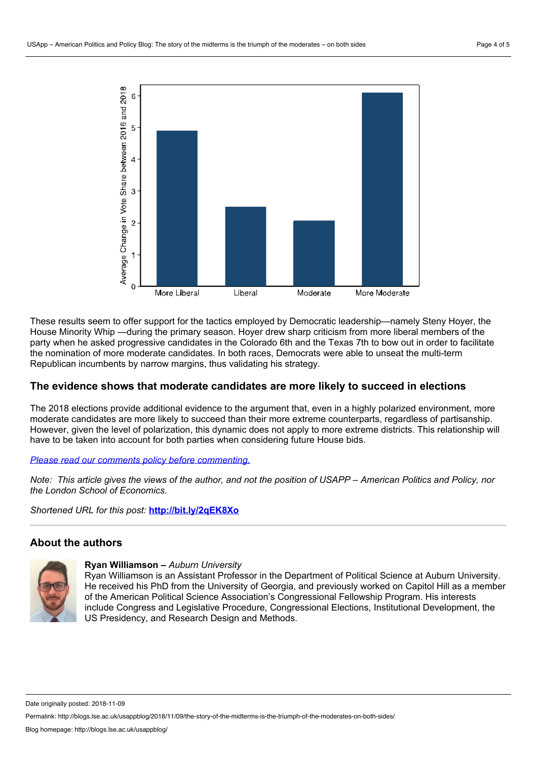These results seem to offer support for the tactics employed by Democratic leadership—namely Steny Hoyer, the House Minority Whip —during the primary season. Hoyer drew sharp criticism from more liberal members of the party when he asked progressive candidates in the Colorado 6th and the Texas 7th to bow out in order to facilitate the nomination of more moderate candidates. In both races, Democrats were able to unseat the multi-term Republican incumbents by narrow margins, thus validating his strategy.

### The evidence shows that moderate candidates are more likely to succeed in elections

The 2018 elections provide additional evidence to the argument that, even in a highly polarized environment, more moderate candidates are more likely to succeed than their more extreme counterparts, regardless of partisanship. However, given the level of polarization, this dynamic does not apply to more extreme districts. This relationship will have to be taken into account for both parties when considering future House bids.

*Please read our comments policy before commenting.*

*Note: This article gives the views of the author, and not the position of USAPP – American Politics and Policy, nor the London School of Economics.*

*Shortened URL for this post:* **http://bit.ly/2qEK8Xo**

---

### About the authors

**Ryan Williamson –** *Auburn University*
Ryan Williamson is an Assistant Professor in the Department of Political Science at Auburn University. He received his PhD from the University of Georgia, and previously worked on Capitol Hill as a member of the American Political Science Association's Congressional Fellowship Program. His interests include Congress and Legislative Procedure, Congressional Elections, Institutional Development, the US Presidency, and Research Design and Methods.

Date originally posted: 2018-11-09

Permalink: http://blogs.lse.ac.uk/usappblog/2018/11/09/the-story-of-the-midterms-is-the-triumph-of-the-moderates-on-both-sides/

Blog homepage: http://blogs.lse.ac.uk/usappblog/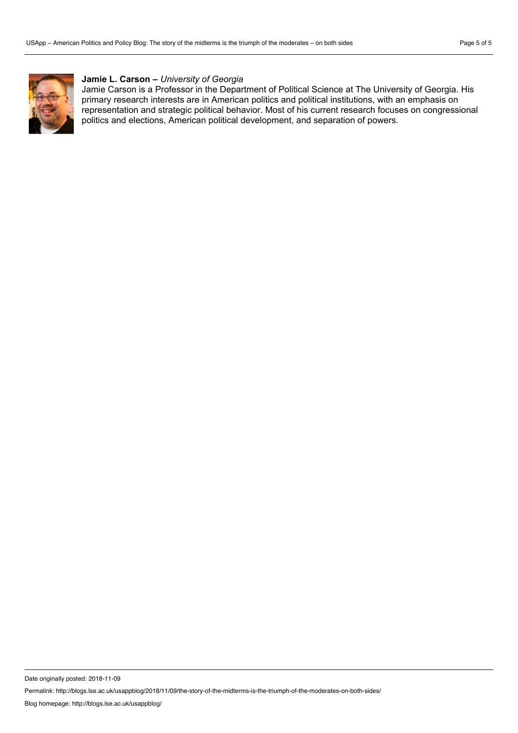**Jamie L. Carson –** *University of Georgia*
Jamie Carson is a Professor in the Department of Political Science at The University of Georgia. His primary research interests are in American politics and political institutions, with an emphasis on representation and strategic political behavior. Most of his current research focuses on congressional politics and elections, American political development, and separation of powers.

Date originally posted: 2018-11-09

Permalink: http://blogs.lse.ac.uk/usappblog/2018/11/09/the-story-of-the-midterms-is-the-triumph-of-the-moderates-on-both-sides/

Blog homepage: http://blogs.lse.ac.uk/usappblog/